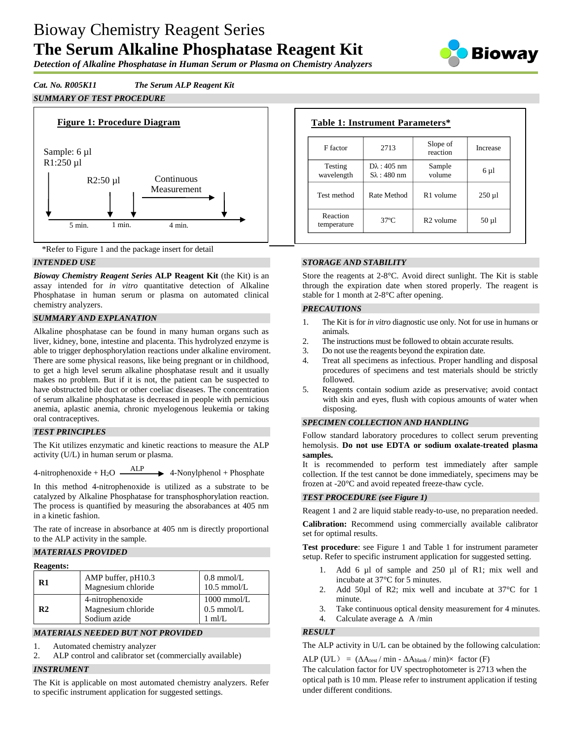# Bioway Chemistry Reagent Series

# The Serum Alkaline Phosphatase Reagent Kit

***Detection of Alkaline Phosphatase in Human Serum or Plasma on Chemistry Analyzers***

***Cat. No. R005K11*** ***The Serum ALP Reagent Kit***

## *SUMMARY OF TEST PROCEDURE*

**Figure 1: Procedure Diagram**

Sample: 6 µl
R1:250 µl

R2:50 µl

Continuous Measurement

5 min. 1 min. 4 min.

**Table 1: Instrument Parameters***

| F factor | 2713 | Slope of reaction | Increase |
|---|---|---|---|
| Testing wavelength | Dλ : 405 nm<br>Sλ : 480 nm | Sample volume | 6 µl |
| Test method | Rate Method | R1 volume | 250 µl |
| Reaction temperature | 37ºC | R2 volume | 50 µl |

*Refer to Figure 1 and the package insert for detail

## *INTENDED USE*

***Bioway Chemistry Reagent Series*** **ALP Reagent Kit** (the Kit) is an assay intended for *in vitro* quantitative detection of Alkaline Phosphatase in human serum or plasma on automated clinical chemistry analyzers.

## *SUMMARY AND EXPLANATION*

Alkaline phosphatase can be found in many human organs such as liver, kidney, bone, intestine and placenta. This hydrolyzed enzyme is able to trigger dephosphorylation reactions under alkaline enviroment. There are some physical reasons, like being pregnant or in childhood, to get a high level serum alkaline phosphatase result and it usually makes no problem. But if it is not, the patient can be suspected to have obstructed bile duct or other coeliac diseases. The concentration of serum alkaline phosphatase is decreased in people with pernicious anemia, aplastic anemia, chronic myelogenous leukemia or taking oral contraceptives.

## *TEST PRINCIPLES*

The Kit utilizes enzymatic and kinetic reactions to measure the ALP activity (U/L) in human serum or plasma.

$$\text{4-nitrophenoxide} + H_2O \xrightarrow{ALP} \text{4-Nonylphenol} + \text{Phosphate}$$

In this method 4-nitrophenoxide is utilized as a substrate to be catalyzed by Alkaline Phosphatase for transphosphorylation reaction. The process is quantified by measuring the absorabances at 405 nm in a kinetic fashion.

The rate of increase in absorbance at 405 nm is directly proportional to the ALP activity in the sample.

## *MATERIALS PROVIDED*

**Reagents:**

| | | |
|---|---|---|
| **R1** | AMP buffer, pH10.3<br>Magnesium chloride | 0.8 mmol/L<br>10.5 mmol/L |
| **R2** | 4-nitrophenoxide<br>Magnesium chloride<br>Sodium azide | 1000 mmol/L<br>0.5 mmol/L<br>1 ml/L |

## *MATERIALS NEEDED BUT NOT PROVIDED*

1. Automated chemistry analyzer
2. ALP control and calibrator set (commercially available)

## *INSTRUMENT*

The Kit is applicable on most automated chemistry analyzers. Refer to specific instrument application for suggested settings.

## *STORAGE AND STABILITY*

Store the reagents at 2-8°C. Avoid direct sunlight. The Kit is stable through the expiration date when stored properly. The reagent is stable for 1 month at 2-8°C after opening.

## *PRECAUTIONS*

1. The Kit is for *in vitro* diagnostic use only. Not for use in humans or animals.
2. The instructions must be followed to obtain accurate results.
3. Do not use the reagents beyond the expiration date.
4. Treat all specimens as infectious. Proper handling and disposal procedures of specimens and test materials should be strictly followed.
5. Reagents contain sodium azide as preservative; avoid contact with skin and eyes, flush with copious amounts of water when disposing.

## *SPECIMEN COLLECTION AND HANDLING*

Follow standard laboratory procedures to collect serum preventing hemolysis. **Do not use EDTA or sodium oxalate-treated plasma samples.**

It is recommended to perform test immediately after sample collection. If the test cannot be done immediately, specimens may be frozen at -20°C and avoid repeated freeze-thaw cycle.

## *TEST PROCEDURE (see Figure 1)*

Reagent 1 and 2 are liquid stable ready-to-use, no preparation needed.

**Calibration:** Recommend using commercially available calibrator set for optimal results.

**Test procedure**: see Figure 1 and Table 1 for instrument parameter setup. Refer to specific instrument application for suggested setting.

1. Add 6 µl of sample and 250 µl of R1; mix well and incubate at 37°C for 5 minutes.
2. Add 50µl of R2; mix well and incubate at 37°C for 1 minute.
3. Take continuous optical density measurement for 4 minutes.
4. Calculate average $\Delta$ A /min

## *RESULT*

The ALP activity in U/L can be obtained by the following calculation:

$$\text{ALP (U/L)} = (\Delta A_{test} / \text{min} - \Delta A_{blank} / \text{min}) \times \text{ factor (F)}$$

The calculation factor for UV spectrophotometer is 2713 when the optical path is 10 mm. Please refer to instrument application if testing under different conditions.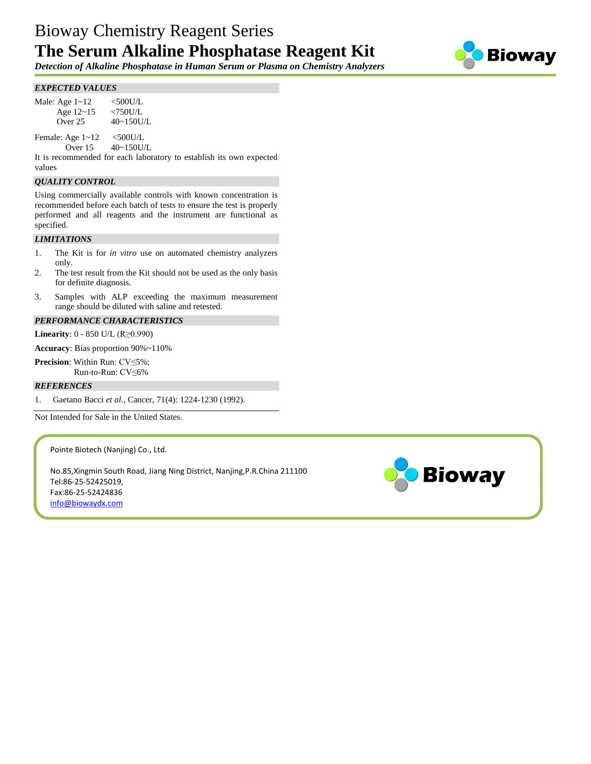### EXPECTED VALUES

| | | |
|---|---|---|
| Male: | Age 1~12 | <500U/L |
| | Age 12~15 | <750U/L |
| | Over 25 | 40~150U/L |
| Female: | Age 1~12 | <500U/L |
| | Over 15 | 40~150U/L |

It is recommended for each laboratory to establish its own expected values

### QUALITY CONTROL

Using commercially available controls with known concentration is recommended before each batch of tests to ensure the test is properly performed and all reagents and the instrument are functional as specified.

### LIMITATIONS

1. The Kit is for *in vitro* use on automated chemistry analyzers only.
2. The test result from the Kit should not be used as the only basis for definite diagnosis.
3. Samples with ALP exceeding the maximum measurement range should be diluted with saline and retested.

### PERFORMANCE CHARACTERISTICS

**Linearity**: 0 - 850 U/L ($R \geq 0.990$)

**Accuracy**: Bias proportion 90%~110%

**Precision**: Within Run: CV≤5%;
Run-to-Run: CV≤6%

### REFERENCES

1. Gaetano Bacci *et al.*, Cancer, 71(4): 1224-1230 (1992).

Not Intended for Sale in the United States.

Pointe Biotech (Nanjing) Co., Ltd.

No.85,Xingmin South Road, Jiang Ning District, Nanjing,P.R.China 211100
Tel:86-25-52425019,
Fax:86-25-52424836
info@biowaydx.com